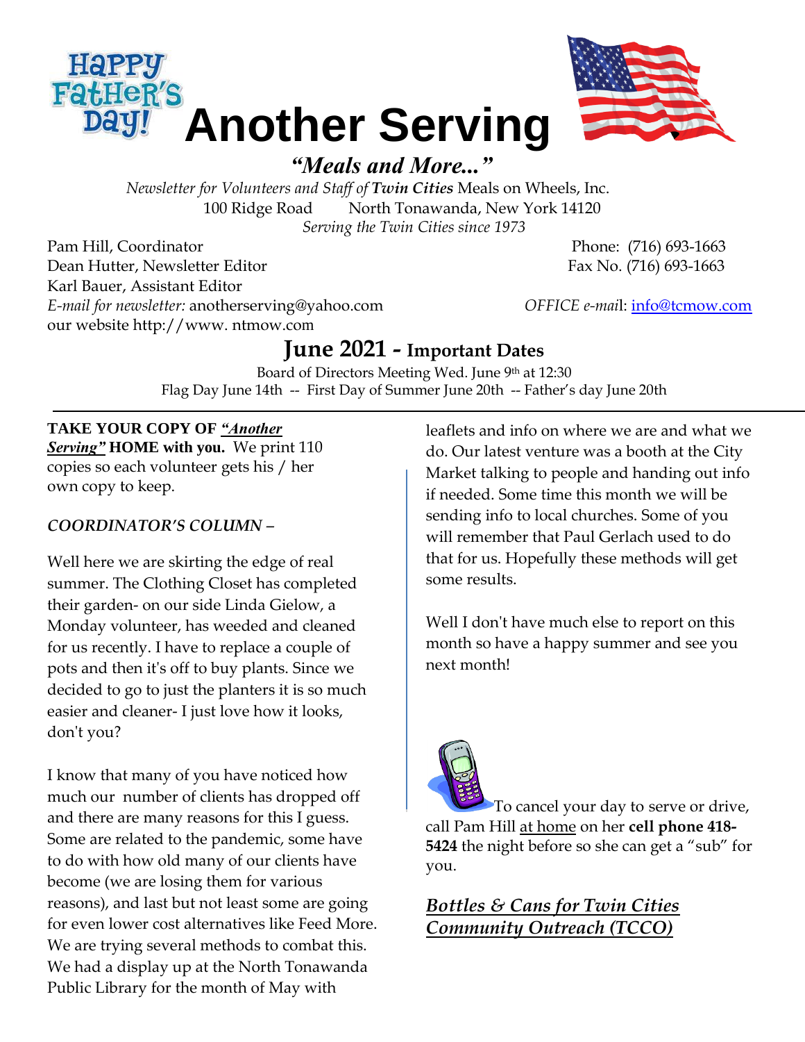# Another Serving

## *"Meals and More..."*

*Newsletter for Volunteers and Staff of* ***Twin Cities*** Meals on Wheels, Inc.
100 Ridge Road  North Tonawanda, New York 14120
*Serving the Twin Cities since 1973*

Pam Hill, Coordinator  Phone: (716) 693-1663
Dean Hutter, Newsletter Editor  Fax No. (716) 693-1663
Karl Bauer, Assistant Editor
*E-mail for newsletter:* anotherserving@yahoo.com  *OFFICE e-mail*: info@tcmow.com
our website http://www. ntmow.com

## June 2021 - Important Dates

Board of Directors Meeting Wed. June 9th at 12:30
Flag Day June 14th -- First Day of Summer June 20th -- Father's day June 20th

---

**TAKE YOUR COPY OF *"Another Serving"* HOME with you.** We print 110 copies so each volunteer gets his / her own copy to keep.

***COORDINATOR'S COLUMN –***

Well here we are skirting the edge of real summer. The Clothing Closet has completed their garden- on our side Linda Gielow, a Monday volunteer, has weeded and cleaned for us recently. I have to replace a couple of pots and then it's off to buy plants. Since we decided to go to just the planters it is so much easier and cleaner- I just love how it looks, don't you?

I know that many of you have noticed how much our number of clients has dropped off and there are many reasons for this I guess. Some are related to the pandemic, some have to do with how old many of our clients have become (we are losing them for various reasons), and last but not least some are going for even lower cost alternatives like Feed More. We are trying several methods to combat this. We had a display up at the North Tonawanda Public Library for the month of May with leaflets and info on where we are and what we do. Our latest venture was a booth at the City Market talking to people and handing out info if needed. Some time this month we will be sending info to local churches. Some of you will remember that Paul Gerlach used to do that for us. Hopefully these methods will get some results.

Well I don't have much else to report on this month so have a happy summer and see you next month!

To cancel your day to serve or drive, call Pam Hill at home on her **cell phone 418-5424** the night before so she can get a "sub" for you.

***Bottles & Cans for Twin Cities Community Outreach (TCCO)***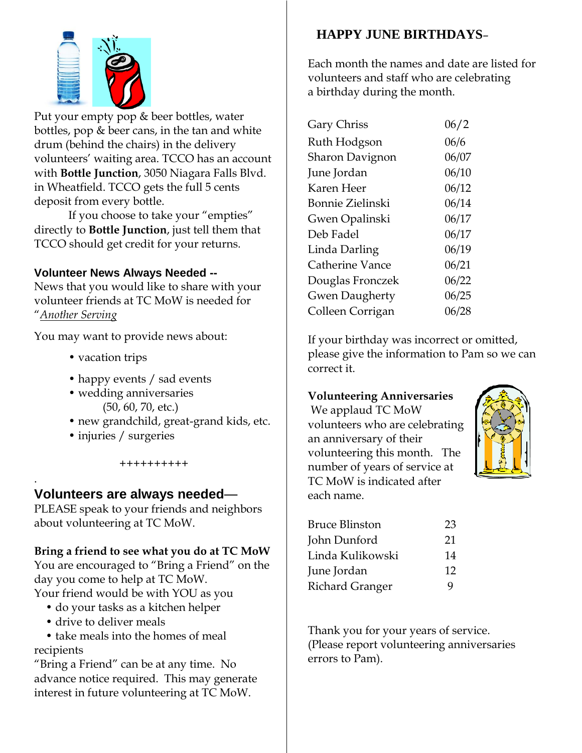Put your empty pop & beer bottles, water bottles, pop & beer cans, in the tan and white drum (behind the chairs) in the delivery volunteers' waiting area. TCCO has an account with **Bottle Junction**, 3050 Niagara Falls Blvd. in Wheatfield. TCCO gets the full 5 cents deposit from every bottle.

If you choose to take your "empties" directly to **Bottle Junction**, just tell them that TCCO should get credit for your returns.

### Volunteer News Always Needed --

News that you would like to share with your volunteer friends at TC MoW is needed for "Another Serving

You may want to provide news about:

- vacation trips
- happy events / sad events
- wedding anniversaries (50, 60, 70, etc.)
- new grandchild, great-grand kids, etc.
- injuries / surgeries

++++++++++

## Volunteers are always needed—

PLEASE speak to your friends and neighbors about volunteering at TC MoW.

**Bring a friend to see what you do at TC MoW**

You are encouraged to "Bring a Friend" on the day you come to help at TC MoW.

Your friend would be with YOU as you

- do your tasks as a kitchen helper
- drive to deliver meals
- take meals into the homes of meal recipients

"Bring a Friend" can be at any time. No advance notice required. This may generate interest in future volunteering at TC MoW.

## HAPPY JUNE BIRTHDAYS-

Each month the names and date are listed for volunteers and staff who are celebrating a birthday during the month.

| | |
|---|---|
| Gary Chriss | 06/2 |
| Ruth Hodgson | 06/6 |
| Sharon Davignon | 06/07 |
| June Jordan | 06/10 |
| Karen Heer | 06/12 |
| Bonnie Zielinski | 06/14 |
| Gwen Opalinski | 06/17 |
| Deb Fadel | 06/17 |
| Linda Darling | 06/19 |
| Catherine Vance | 06/21 |
| Douglas Fronczek | 06/22 |
| Gwen Daugherty | 06/25 |
| Colleen Corrigan | 06/28 |

If your birthday was incorrect or omitted, please give the information to Pam so we can correct it.

**Volunteering Anniversaries**

We applaud TC MoW volunteers who are celebrating an anniversary of their volunteering this month. The number of years of service at TC MoW is indicated after each name.

| | |
|---|---|
| Bruce Blinston | 23 |
| John Dunford | 21 |
| Linda Kulikowski | 14 |
| June Jordan | 12 |
| Richard Granger | 9 |

Thank you for your years of service. (Please report volunteering anniversaries errors to Pam).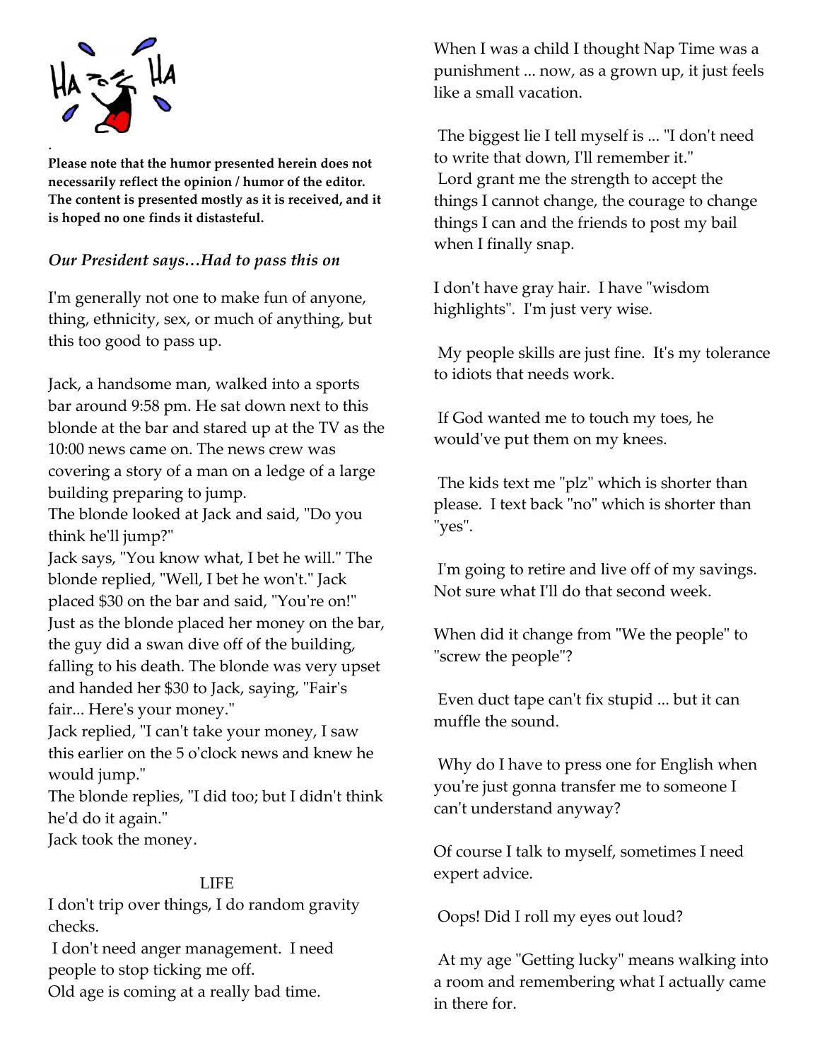.

**Please note that the humor presented herein does not necessarily reflect the opinion / humor of the editor. The content is presented mostly as it is received, and it is hoped no one finds it distasteful.**

***Our President says…Had to pass this on***

I'm generally not one to make fun of anyone, thing, ethnicity, sex, or much of anything, but this too good to pass up.

Jack, a handsome man, walked into a sports bar around 9:58 pm. He sat down next to this blonde at the bar and stared up at the TV as the 10:00 news came on. The news crew was covering a story of a man on a ledge of a large building preparing to jump.
The blonde looked at Jack and said, "Do you think he'll jump?"
Jack says, "You know what, I bet he will." The blonde replied, "Well, I bet he won't." Jack placed $30 on the bar and said, "You're on!"
Just as the blonde placed her money on the bar, the guy did a swan dive off of the building, falling to his death. The blonde was very upset and handed her $30 to Jack, saying, "Fair's fair... Here's your money."
Jack replied, "I can't take your money, I saw this earlier on the 5 o'clock news and knew he would jump."
The blonde replies, "I did too; but I didn't think he'd do it again."
Jack took the money.

LIFE

I don't trip over things, I do random gravity checks.
I don't need anger management. I need people to stop ticking me off.
Old age is coming at a really bad time.

When I was a child I thought Nap Time was a punishment ... now, as a grown up, it just feels like a small vacation.

The biggest lie I tell myself is ... "I don't need to write that down, I'll remember it."
Lord grant me the strength to accept the things I cannot change, the courage to change things I can and the friends to post my bail when I finally snap.

I don't have gray hair. I have "wisdom highlights". I'm just very wise.

My people skills are just fine. It's my tolerance to idiots that needs work.

If God wanted me to touch my toes, he would've put them on my knees.

The kids text me "plz" which is shorter than please. I text back "no" which is shorter than "yes".

I'm going to retire and live off of my savings. Not sure what I'll do that second week.

When did it change from "We the people" to "screw the people"?

Even duct tape can't fix stupid ... but it can muffle the sound.

Why do I have to press one for English when you're just gonna transfer me to someone I can't understand anyway?

Of course I talk to myself, sometimes I need expert advice.

Oops! Did I roll my eyes out loud?

At my age "Getting lucky" means walking into a room and remembering what I actually came in there for.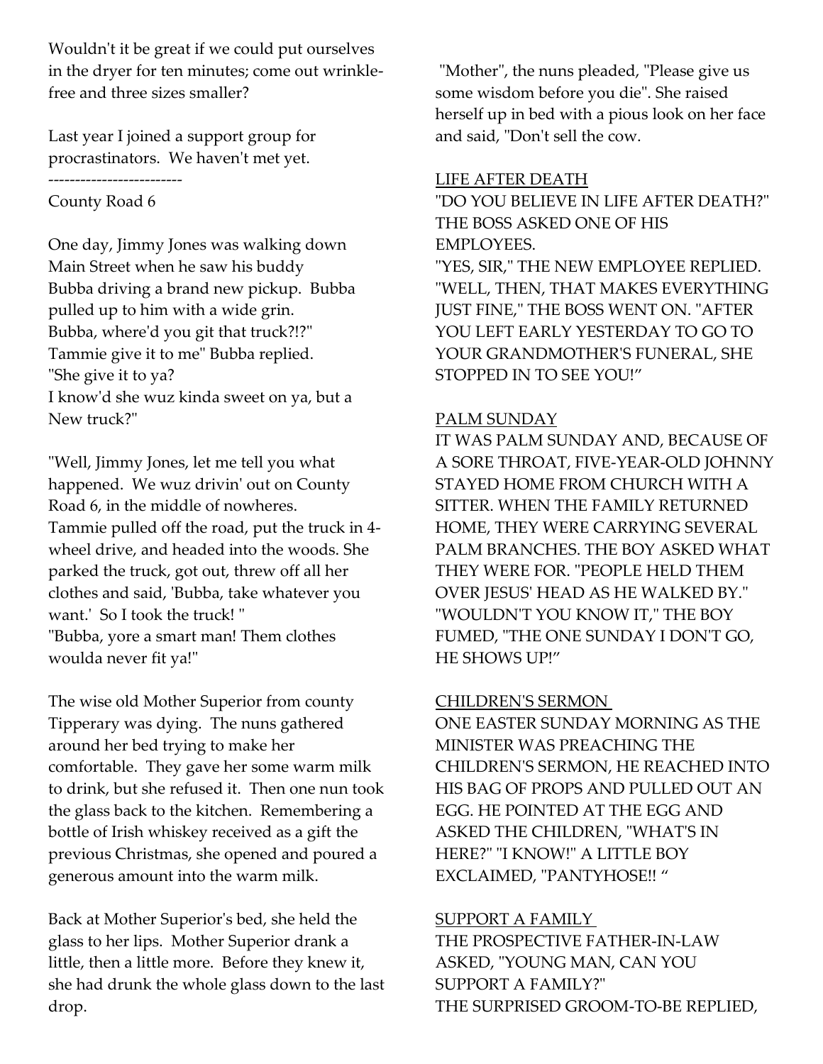Wouldn't it be great if we could put ourselves in the dryer for ten minutes; come out wrinkle-free and three sizes smaller?

Last year I joined a support group for procrastinators. We haven't met yet.

-------------------------

County Road 6

One day, Jimmy Jones was walking down Main Street when he saw his buddy Bubba driving a brand new pickup. Bubba pulled up to him with a wide grin.
Bubba, where'd you git that truck?!?"
Tammie give it to me" Bubba replied.
"She give it to ya?
I know'd she wuz kinda sweet on ya, but a New truck?"

"Well, Jimmy Jones, let me tell you what happened. We wuz drivin' out on County Road 6, in the middle of nowheres.
Tammie pulled off the road, put the truck in 4-wheel drive, and headed into the woods. She parked the truck, got out, threw off all her clothes and said, 'Bubba, take whatever you want.' So I took the truck! "
"Bubba, yore a smart man! Them clothes woulda never fit ya!"

The wise old Mother Superior from county Tipperary was dying. The nuns gathered around her bed trying to make her comfortable. They gave her some warm milk to drink, but she refused it. Then one nun took the glass back to the kitchen. Remembering a bottle of Irish whiskey received as a gift the previous Christmas, she opened and poured a generous amount into the warm milk.

Back at Mother Superior's bed, she held the glass to her lips. Mother Superior drank a little, then a little more. Before they knew it, she had drunk the whole glass down to the last drop.

"Mother", the nuns pleaded, "Please give us some wisdom before you die". She raised herself up in bed with a pious look on her face and said, "Don't sell the cow.

LIFE AFTER DEATH

"DO YOU BELIEVE IN LIFE AFTER DEATH?" THE BOSS ASKED ONE OF HIS EMPLOYEES.
"YES, SIR," THE NEW EMPLOYEE REPLIED.
"WELL, THEN, THAT MAKES EVERYTHING JUST FINE," THE BOSS WENT ON. "AFTER YOU LEFT EARLY YESTERDAY TO GO TO YOUR GRANDMOTHER'S FUNERAL, SHE STOPPED IN TO SEE YOU!"

PALM SUNDAY

IT WAS PALM SUNDAY AND, BECAUSE OF A SORE THROAT, FIVE-YEAR-OLD JOHNNY STAYED HOME FROM CHURCH WITH A SITTER. WHEN THE FAMILY RETURNED HOME, THEY WERE CARRYING SEVERAL PALM BRANCHES. THE BOY ASKED WHAT THEY WERE FOR. "PEOPLE HELD THEM OVER JESUS' HEAD AS HE WALKED BY." "WOULDN'T YOU KNOW IT," THE BOY FUMED, "THE ONE SUNDAY I DON'T GO, HE SHOWS UP!"

CHILDREN'S SERMON

ONE EASTER SUNDAY MORNING AS THE MINISTER WAS PREACHING THE CHILDREN'S SERMON, HE REACHED INTO HIS BAG OF PROPS AND PULLED OUT AN EGG. HE POINTED AT THE EGG AND ASKED THE CHILDREN, "WHAT'S IN HERE?" "I KNOW!" A LITTLE BOY EXCLAIMED, "PANTYHOSE!! "

SUPPORT A FAMILY

THE PROSPECTIVE FATHER-IN-LAW ASKED, "YOUNG MAN, CAN YOU SUPPORT A FAMILY?"
THE SURPRISED GROOM-TO-BE REPLIED,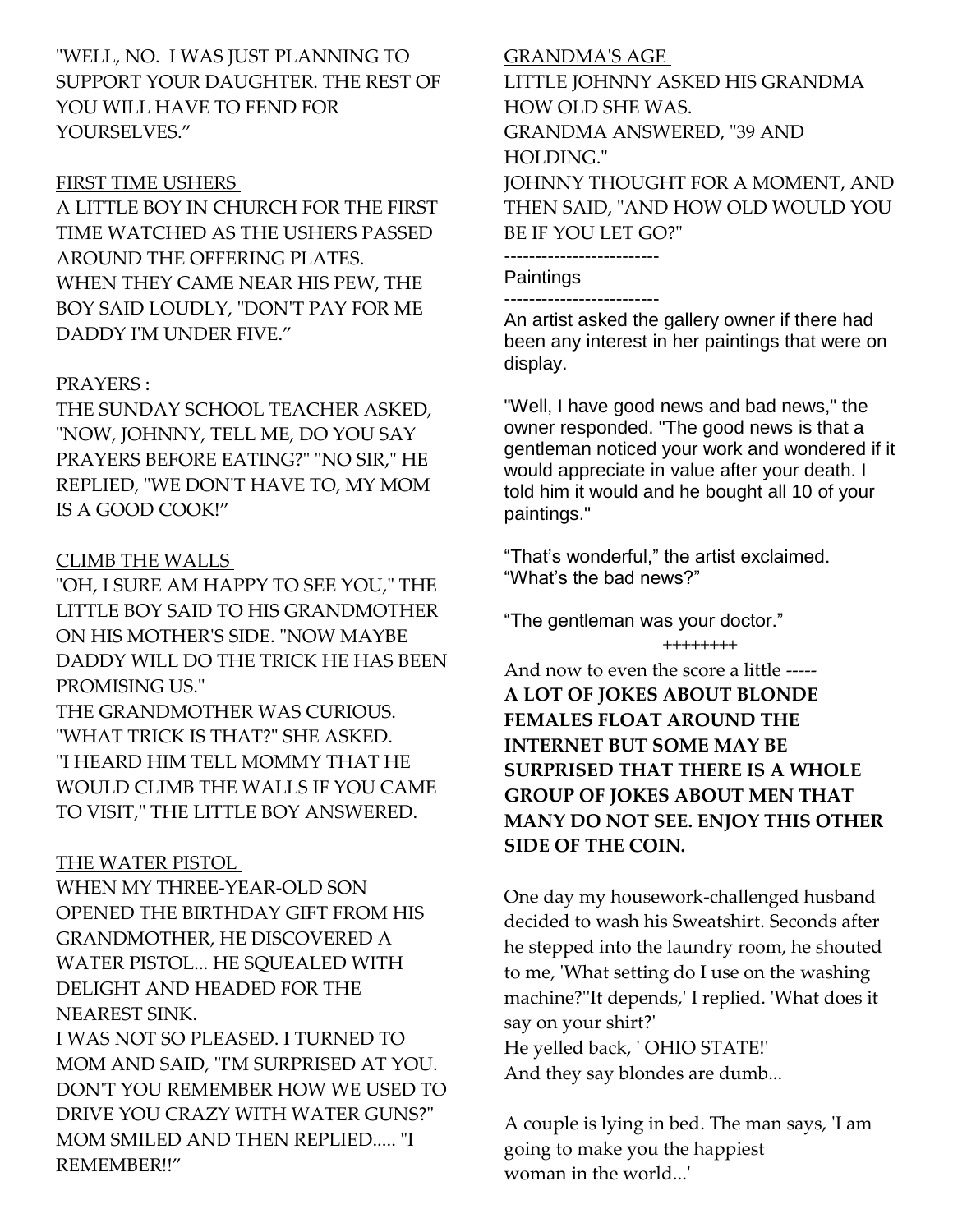"WELL, NO. I WAS JUST PLANNING TO SUPPORT YOUR DAUGHTER. THE REST OF YOU WILL HAVE TO FEND FOR YOURSELVES."

FIRST TIME USHERS

A LITTLE BOY IN CHURCH FOR THE FIRST TIME WATCHED AS THE USHERS PASSED AROUND THE OFFERING PLATES.
WHEN THEY CAME NEAR HIS PEW, THE BOY SAID LOUDLY, "DON'T PAY FOR ME DADDY I'M UNDER FIVE."

PRAYERS :

THE SUNDAY SCHOOL TEACHER ASKED, "NOW, JOHNNY, TELL ME, DO YOU SAY PRAYERS BEFORE EATING?" "NO SIR," HE REPLIED, "WE DON'T HAVE TO, MY MOM IS A GOOD COOK!"

CLIMB THE WALLS

"OH, I SURE AM HAPPY TO SEE YOU," THE LITTLE BOY SAID TO HIS GRANDMOTHER ON HIS MOTHER'S SIDE. "NOW MAYBE DADDY WILL DO THE TRICK HE HAS BEEN PROMISING US."
THE GRANDMOTHER WAS CURIOUS. "WHAT TRICK IS THAT?" SHE ASKED.
"I HEARD HIM TELL MOMMY THAT HE WOULD CLIMB THE WALLS IF YOU CAME TO VISIT," THE LITTLE BOY ANSWERED.

THE WATER PISTOL

WHEN MY THREE-YEAR-OLD SON OPENED THE BIRTHDAY GIFT FROM HIS GRANDMOTHER, HE DISCOVERED A WATER PISTOL... HE SQUEALED WITH DELIGHT AND HEADED FOR THE NEAREST SINK.
I WAS NOT SO PLEASED. I TURNED TO MOM AND SAID, "I'M SURPRISED AT YOU. DON'T YOU REMEMBER HOW WE USED TO DRIVE YOU CRAZY WITH WATER GUNS?" MOM SMILED AND THEN REPLIED..... "I REMEMBER!!"

GRANDMA'S AGE

LITTLE JOHNNY ASKED HIS GRANDMA HOW OLD SHE WAS.
GRANDMA ANSWERED, "39 AND HOLDING."
JOHNNY THOUGHT FOR A MOMENT, AND THEN SAID, "AND HOW OLD WOULD YOU BE IF YOU LET GO?"

-------------------------

Paintings

-------------------------

An artist asked the gallery owner if there had been any interest in her paintings that were on display.

"Well, I have good news and bad news," the owner responded. "The good news is that a gentleman noticed your work and wondered if it would appreciate in value after your death. I told him it would and he bought all 10 of your paintings."

"That's wonderful," the artist exclaimed. "What's the bad news?"

"The gentleman was your doctor."

++++++++

And now to even the score a little -----
**A LOT OF JOKES ABOUT BLONDE FEMALES FLOAT AROUND THE INTERNET BUT SOME MAY BE SURPRISED THAT THERE IS A WHOLE GROUP OF JOKES ABOUT MEN THAT MANY DO NOT SEE. ENJOY THIS OTHER SIDE OF THE COIN.**

One day my housework-challenged husband decided to wash his Sweatshirt. Seconds after he stepped into the laundry room, he shouted to me, 'What setting do I use on the washing machine?''It depends,' I replied. 'What does it say on your shirt?'
He yelled back, ' OHIO STATE!'
And they say blondes are dumb...

A couple is lying in bed. The man says, 'I am going to make you the happiest woman in the world...'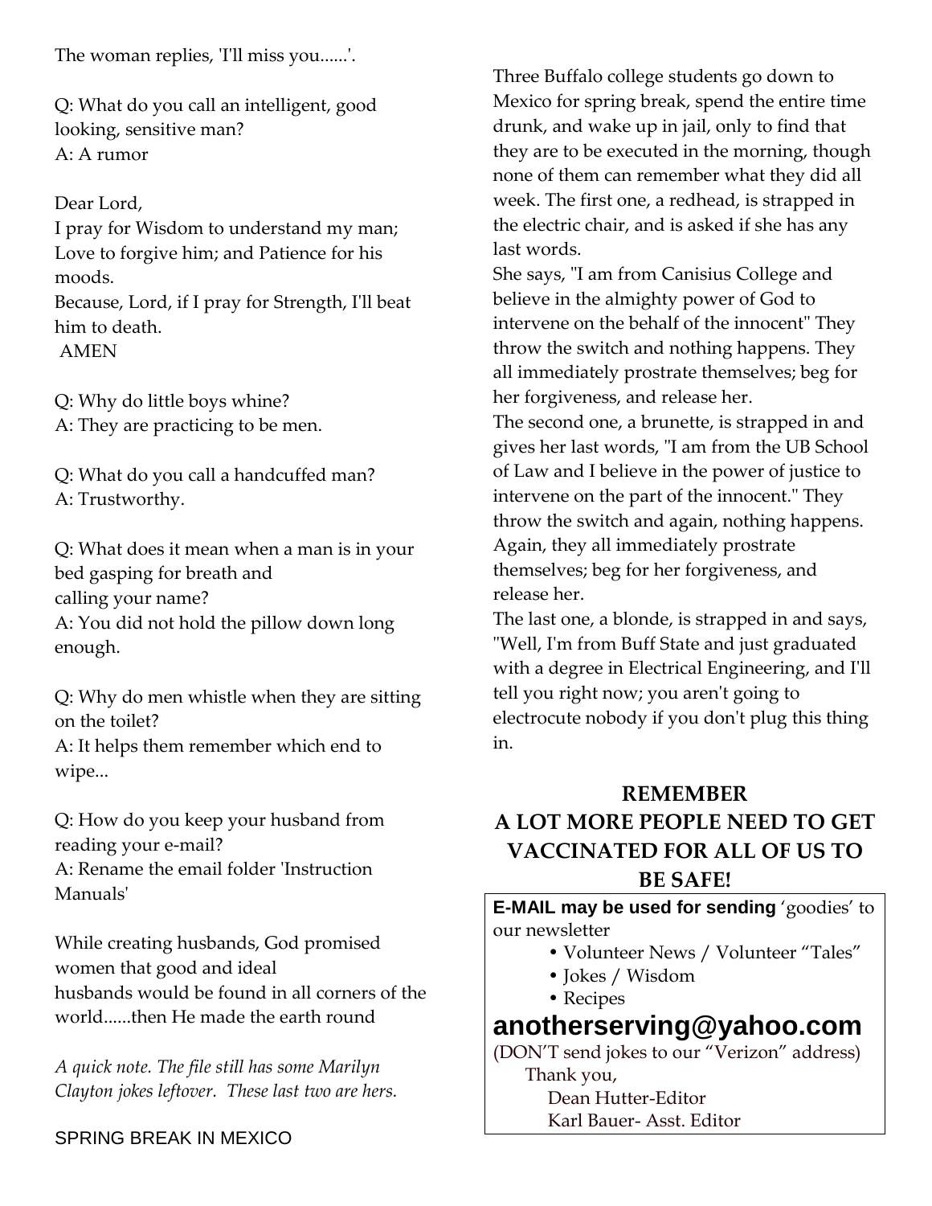The woman replies, 'I'll miss you......'.

Q: What do you call an intelligent, good looking, sensitive man?
A: A rumor

Dear Lord,
I pray for Wisdom to understand my man; Love to forgive him; and Patience for his moods.
Because, Lord, if I pray for Strength, I'll beat him to death.
AMEN

Q: Why do little boys whine?
A: They are practicing to be men.

Q: What do you call a handcuffed man?
A: Trustworthy.

Q: What does it mean when a man is in your bed gasping for breath and calling your name?
A: You did not hold the pillow down long enough.

Q: Why do men whistle when they are sitting on the toilet?
A: It helps them remember which end to wipe...

Q: How do you keep your husband from reading your e-mail?
A: Rename the email folder 'Instruction Manuals'

While creating husbands, God promised women that good and ideal husbands would be found in all corners of the world......then He made the earth round

*A quick note. The file still has some Marilyn Clayton jokes leftover. These last two are hers.*

SPRING BREAK IN MEXICO

Three Buffalo college students go down to Mexico for spring break, spend the entire time drunk, and wake up in jail, only to find that they are to be executed in the morning, though none of them can remember what they did all week. The first one, a redhead, is strapped in the electric chair, and is asked if she has any last words.
She says, "I am from Canisius College and believe in the almighty power of God to intervene on the behalf of the innocent" They throw the switch and nothing happens. They all immediately prostrate themselves; beg for her forgiveness, and release her.
The second one, a brunette, is strapped in and gives her last words, "I am from the UB School of Law and I believe in the power of justice to intervene on the part of the innocent." They throw the switch and again, nothing happens. Again, they all immediately prostrate themselves; beg for her forgiveness, and release her.
The last one, a blonde, is strapped in and says, "Well, I'm from Buff State and just graduated with a degree in Electrical Engineering, and I'll tell you right now; you aren't going to electrocute nobody if you don't plug this thing in.

**REMEMBER**
**A LOT MORE PEOPLE NEED TO GET VACCINATED FOR ALL OF US TO BE SAFE!**

**E-MAIL may be used for sending** 'goodies' to our newsletter

- Volunteer News / Volunteer "Tales"
- Jokes / Wisdom
- Recipes

**anotherserving@yahoo.com**

(DON'T send jokes to our "Verizon" address)
Thank you,
Dean Hutter-Editor
Karl Bauer- Asst. Editor